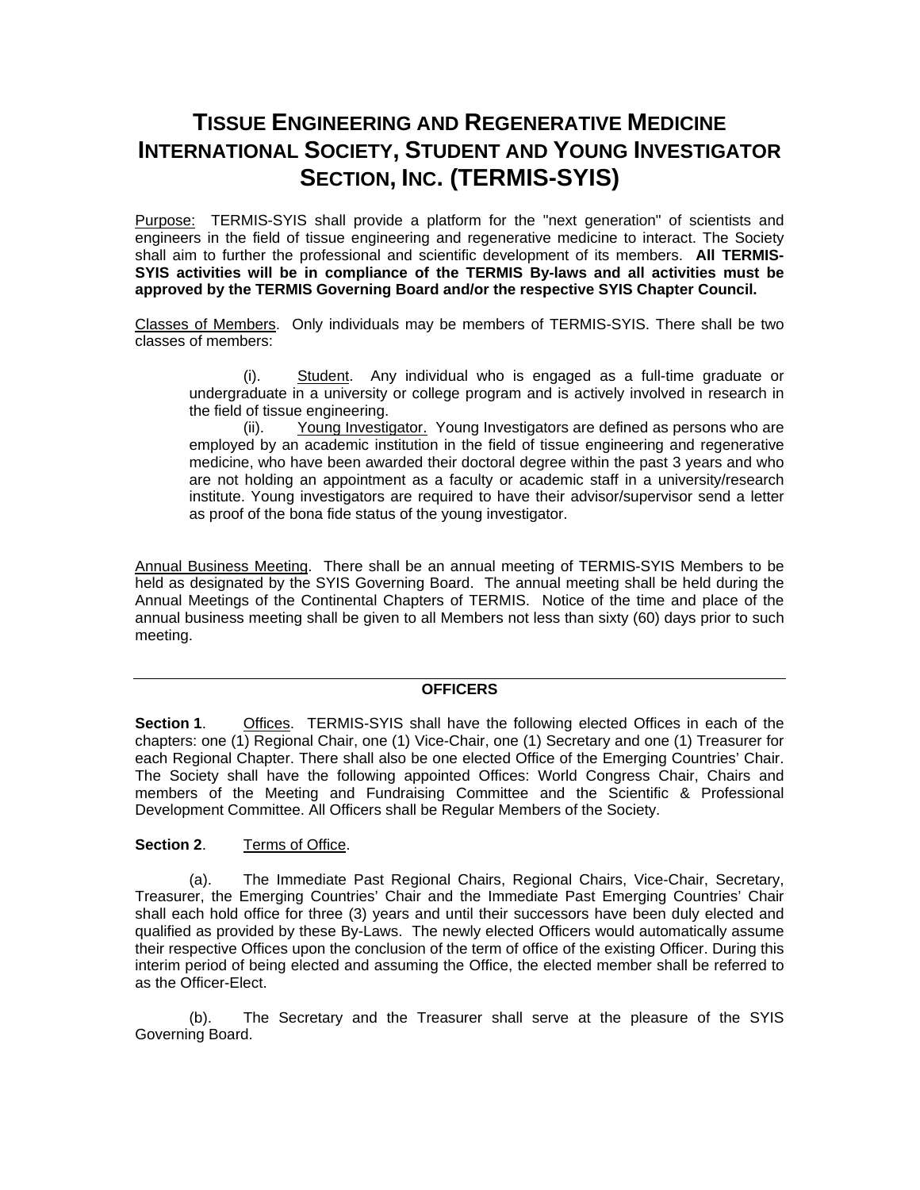# TISSUE ENGINEERING AND REGENERATIVE MEDICINE INTERNATIONAL SOCIETY, STUDENT AND YOUNG INVESTIGATOR SECTION, INC. (TERMIS-SYIS)

Purpose: TERMIS-SYIS shall provide a platform for the "next generation" of scientists and engineers in the field of tissue engineering and regenerative medicine to interact. The Society shall aim to further the professional and scientific development of its members. **All TERMIS-SYIS activities will be in compliance of the TERMIS By-laws and all activities must be approved by the TERMIS Governing Board and/or the respective SYIS Chapter Council.**

Classes of Members. Only individuals may be members of TERMIS-SYIS. There shall be two classes of members:

(i). Student. Any individual who is engaged as a full-time graduate or undergraduate in a university or college program and is actively involved in research in the field of tissue engineering.

(ii). Young Investigator. Young Investigators are defined as persons who are employed by an academic institution in the field of tissue engineering and regenerative medicine, who have been awarded their doctoral degree within the past 3 years and who are not holding an appointment as a faculty or academic staff in a university/research institute. Young investigators are required to have their advisor/supervisor send a letter as proof of the bona fide status of the young investigator.

Annual Business Meeting. There shall be an annual meeting of TERMIS-SYIS Members to be held as designated by the SYIS Governing Board. The annual meeting shall be held during the Annual Meetings of the Continental Chapters of TERMIS. Notice of the time and place of the annual business meeting shall be given to all Members not less than sixty (60) days prior to such meeting.

---

## OFFICERS

**Section 1**. Offices. TERMIS-SYIS shall have the following elected Offices in each of the chapters: one (1) Regional Chair, one (1) Vice-Chair, one (1) Secretary and one (1) Treasurer for each Regional Chapter. There shall also be one elected Office of the Emerging Countries' Chair. The Society shall have the following appointed Offices: World Congress Chair, Chairs and members of the Meeting and Fundraising Committee and the Scientific & Professional Development Committee. All Officers shall be Regular Members of the Society.

**Section 2**. Terms of Office.

(a). The Immediate Past Regional Chairs, Regional Chairs, Vice-Chair, Secretary, Treasurer, the Emerging Countries' Chair and the Immediate Past Emerging Countries' Chair shall each hold office for three (3) years and until their successors have been duly elected and qualified as provided by these By-Laws. The newly elected Officers would automatically assume their respective Offices upon the conclusion of the term of office of the existing Officer. During this interim period of being elected and assuming the Office, the elected member shall be referred to as the Officer-Elect.

(b). The Secretary and the Treasurer shall serve at the pleasure of the SYIS Governing Board.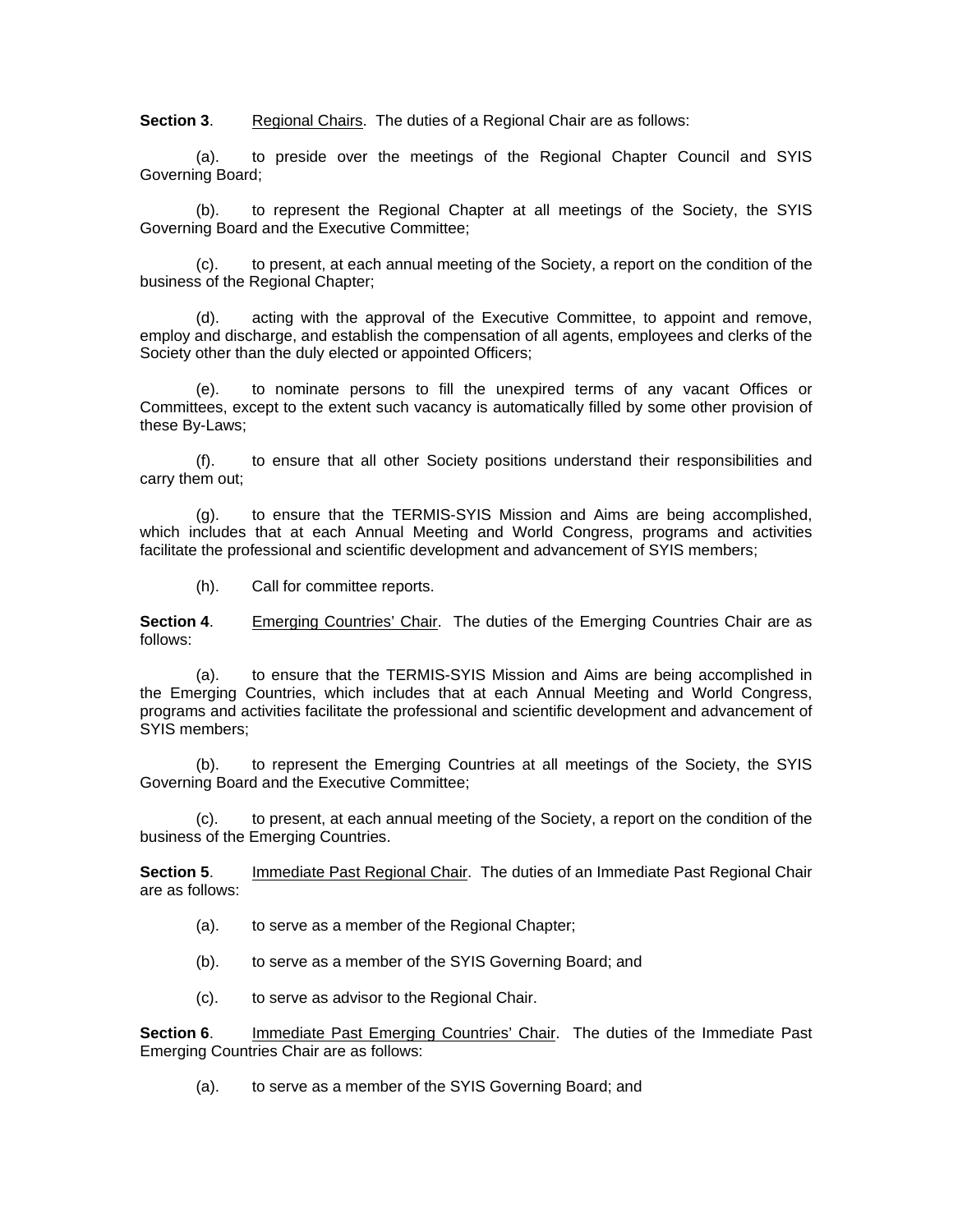**Section 3**. Regional Chairs. The duties of a Regional Chair are as follows:

(a). to preside over the meetings of the Regional Chapter Council and SYIS Governing Board;

(b). to represent the Regional Chapter at all meetings of the Society, the SYIS Governing Board and the Executive Committee;

(c). to present, at each annual meeting of the Society, a report on the condition of the business of the Regional Chapter;

(d). acting with the approval of the Executive Committee, to appoint and remove, employ and discharge, and establish the compensation of all agents, employees and clerks of the Society other than the duly elected or appointed Officers;

(e). to nominate persons to fill the unexpired terms of any vacant Offices or Committees, except to the extent such vacancy is automatically filled by some other provision of these By-Laws;

(f). to ensure that all other Society positions understand their responsibilities and carry them out;

(g). to ensure that the TERMIS-SYIS Mission and Aims are being accomplished, which includes that at each Annual Meeting and World Congress, programs and activities facilitate the professional and scientific development and advancement of SYIS members;

(h). Call for committee reports.

**Section 4**. Emerging Countries' Chair. The duties of the Emerging Countries Chair are as follows:

(a). to ensure that the TERMIS-SYIS Mission and Aims are being accomplished in the Emerging Countries, which includes that at each Annual Meeting and World Congress, programs and activities facilitate the professional and scientific development and advancement of SYIS members;

(b). to represent the Emerging Countries at all meetings of the Society, the SYIS Governing Board and the Executive Committee;

(c). to present, at each annual meeting of the Society, a report on the condition of the business of the Emerging Countries.

**Section 5**. Immediate Past Regional Chair. The duties of an Immediate Past Regional Chair are as follows:

(a). to serve as a member of the Regional Chapter;

(b). to serve as a member of the SYIS Governing Board; and

(c). to serve as advisor to the Regional Chair.

**Section 6**. Immediate Past Emerging Countries' Chair. The duties of the Immediate Past Emerging Countries Chair are as follows:

(a). to serve as a member of the SYIS Governing Board; and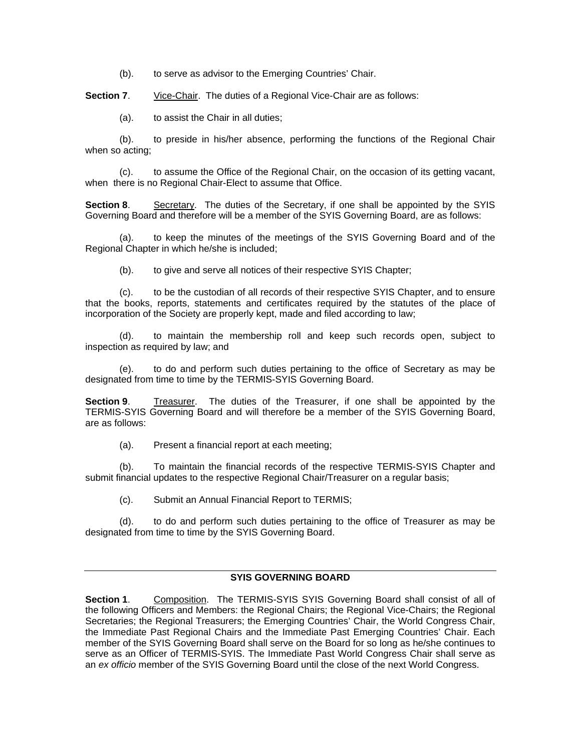(b). to serve as advisor to the Emerging Countries' Chair.

**Section 7**. Vice-Chair. The duties of a Regional Vice-Chair are as follows:

(a). to assist the Chair in all duties;

(b). to preside in his/her absence, performing the functions of the Regional Chair when so acting;

(c). to assume the Office of the Regional Chair, on the occasion of its getting vacant, when there is no Regional Chair-Elect to assume that Office.

**Section 8**. Secretary. The duties of the Secretary, if one shall be appointed by the SYIS Governing Board and therefore will be a member of the SYIS Governing Board, are as follows:

(a). to keep the minutes of the meetings of the SYIS Governing Board and of the Regional Chapter in which he/she is included;

(b). to give and serve all notices of their respective SYIS Chapter;

(c). to be the custodian of all records of their respective SYIS Chapter, and to ensure that the books, reports, statements and certificates required by the statutes of the place of incorporation of the Society are properly kept, made and filed according to law;

(d). to maintain the membership roll and keep such records open, subject to inspection as required by law; and

(e). to do and perform such duties pertaining to the office of Secretary as may be designated from time to time by the TERMIS-SYIS Governing Board.

**Section 9**. Treasurer. The duties of the Treasurer, if one shall be appointed by the TERMIS-SYIS Governing Board and will therefore be a member of the SYIS Governing Board, are as follows:

(a). Present a financial report at each meeting;

(b). To maintain the financial records of the respective TERMIS-SYIS Chapter and submit financial updates to the respective Regional Chair/Treasurer on a regular basis;

(c). Submit an Annual Financial Report to TERMIS;

(d). to do and perform such duties pertaining to the office of Treasurer as may be designated from time to time by the SYIS Governing Board.

---

## SYIS GOVERNING BOARD

**Section 1**. Composition. The TERMIS-SYIS SYIS Governing Board shall consist of all of the following Officers and Members: the Regional Chairs; the Regional Vice-Chairs; the Regional Secretaries; the Regional Treasurers; the Emerging Countries' Chair, the World Congress Chair, the Immediate Past Regional Chairs and the Immediate Past Emerging Countries' Chair. Each member of the SYIS Governing Board shall serve on the Board for so long as he/she continues to serve as an Officer of TERMIS-SYIS. The Immediate Past World Congress Chair shall serve as an *ex officio* member of the SYIS Governing Board until the close of the next World Congress.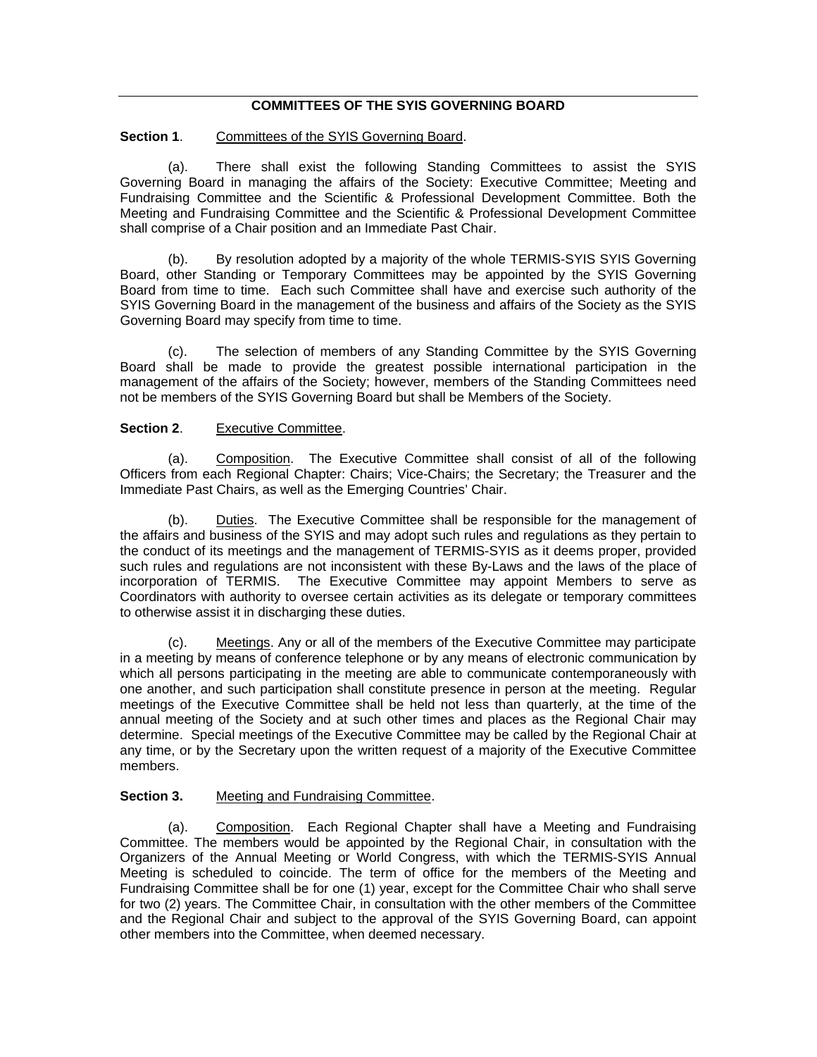## COMMITTEES OF THE SYIS GOVERNING BOARD

**Section 1**. Committees of the SYIS Governing Board.

(a). There shall exist the following Standing Committees to assist the SYIS Governing Board in managing the affairs of the Society: Executive Committee; Meeting and Fundraising Committee and the Scientific & Professional Development Committee. Both the Meeting and Fundraising Committee and the Scientific & Professional Development Committee shall comprise of a Chair position and an Immediate Past Chair.

(b). By resolution adopted by a majority of the whole TERMIS-SYIS SYIS Governing Board, other Standing or Temporary Committees may be appointed by the SYIS Governing Board from time to time. Each such Committee shall have and exercise such authority of the SYIS Governing Board in the management of the business and affairs of the Society as the SYIS Governing Board may specify from time to time.

(c). The selection of members of any Standing Committee by the SYIS Governing Board shall be made to provide the greatest possible international participation in the management of the affairs of the Society; however, members of the Standing Committees need not be members of the SYIS Governing Board but shall be Members of the Society.

**Section 2**. Executive Committee.

(a). Composition. The Executive Committee shall consist of all of the following Officers from each Regional Chapter: Chairs; Vice-Chairs; the Secretary; the Treasurer and the Immediate Past Chairs, as well as the Emerging Countries' Chair.

(b). Duties. The Executive Committee shall be responsible for the management of the affairs and business of the SYIS and may adopt such rules and regulations as they pertain to the conduct of its meetings and the management of TERMIS-SYIS as it deems proper, provided such rules and regulations are not inconsistent with these By-Laws and the laws of the place of incorporation of TERMIS. The Executive Committee may appoint Members to serve as Coordinators with authority to oversee certain activities as its delegate or temporary committees to otherwise assist it in discharging these duties.

(c). Meetings. Any or all of the members of the Executive Committee may participate in a meeting by means of conference telephone or by any means of electronic communication by which all persons participating in the meeting are able to communicate contemporaneously with one another, and such participation shall constitute presence in person at the meeting. Regular meetings of the Executive Committee shall be held not less than quarterly, at the time of the annual meeting of the Society and at such other times and places as the Regional Chair may determine. Special meetings of the Executive Committee may be called by the Regional Chair at any time, or by the Secretary upon the written request of a majority of the Executive Committee members.

**Section 3.** Meeting and Fundraising Committee.

(a). Composition. Each Regional Chapter shall have a Meeting and Fundraising Committee. The members would be appointed by the Regional Chair, in consultation with the Organizers of the Annual Meeting or World Congress, with which the TERMIS-SYIS Annual Meeting is scheduled to coincide. The term of office for the members of the Meeting and Fundraising Committee shall be for one (1) year, except for the Committee Chair who shall serve for two (2) years. The Committee Chair, in consultation with the other members of the Committee and the Regional Chair and subject to the approval of the SYIS Governing Board, can appoint other members into the Committee, when deemed necessary.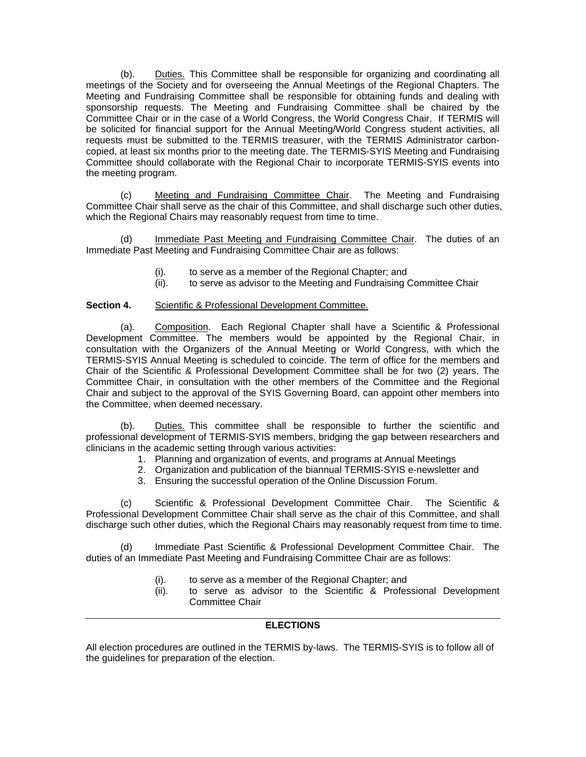(b). Duties. This Committee shall be responsible for organizing and coordinating all meetings of the Society and for overseeing the Annual Meetings of the Regional Chapters. The Meeting and Fundraising Committee shall be responsible for obtaining funds and dealing with sponsorship requests. The Meeting and Fundraising Committee shall be chaired by the Committee Chair or in the case of a World Congress, the World Congress Chair. If TERMIS will be solicited for financial support for the Annual Meeting/World Congress student activities, all requests must be submitted to the TERMIS treasurer, with the TERMIS Administrator carbon-copied, at least six months prior to the meeting date. The TERMIS-SYIS Meeting and Fundraising Committee should collaborate with the Regional Chair to incorporate TERMIS-SYIS events into the meeting program.

(c) Meeting and Fundraising Committee Chair. The Meeting and Fundraising Committee Chair shall serve as the chair of this Committee, and shall discharge such other duties, which the Regional Chairs may reasonably request from time to time.

(d) Immediate Past Meeting and Fundraising Committee Chair. The duties of an Immediate Past Meeting and Fundraising Committee Chair are as follows:

- (i). to serve as a member of the Regional Chapter; and
- (ii). to serve as advisor to the Meeting and Fundraising Committee Chair

**Section 4.** Scientific & Professional Development Committee.

(a). Composition. Each Regional Chapter shall have a Scientific & Professional Development Committee. The members would be appointed by the Regional Chair, in consultation with the Organizers of the Annual Meeting or World Congress, with which the TERMIS-SYIS Annual Meeting is scheduled to coincide. The term of office for the members and Chair of the Scientific & Professional Development Committee shall be for two (2) years. The Committee Chair, in consultation with the other members of the Committee and the Regional Chair and subject to the approval of the SYIS Governing Board, can appoint other members into the Committee, when deemed necessary.

(b). Duties. This committee shall be responsible to further the scientific and professional development of TERMIS-SYIS members, bridging the gap between researchers and clinicians in the academic setting through various activities:

1. Planning and organization of events, and programs at Annual Meetings
2. Organization and publication of the biannual TERMIS-SYIS e-newsletter and
3. Ensuring the successful operation of the Online Discussion Forum.

(c) Scientific & Professional Development Committee Chair. The Scientific & Professional Development Committee Chair shall serve as the chair of this Committee, and shall discharge such other duties, which the Regional Chairs may reasonably request from time to time.

(d) Immediate Past Scientific & Professional Development Committee Chair. The duties of an Immediate Past Meeting and Fundraising Committee Chair are as follows:

- (i). to serve as a member of the Regional Chapter; and
- (ii). to serve as advisor to the Scientific & Professional Development Committee Chair

---

## ELECTIONS

All election procedures are outlined in the TERMIS by-laws. The TERMIS-SYIS is to follow all of the guidelines for preparation of the election.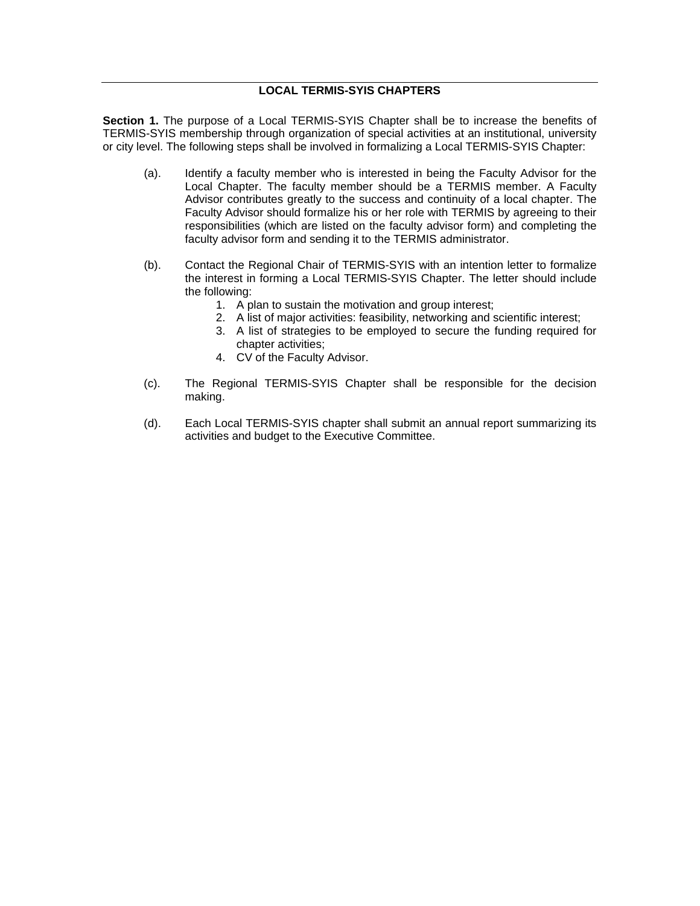## LOCAL TERMIS-SYIS CHAPTERS

**Section 1.** The purpose of a Local TERMIS-SYIS Chapter shall be to increase the benefits of TERMIS-SYIS membership through organization of special activities at an institutional, university or city level. The following steps shall be involved in formalizing a Local TERMIS-SYIS Chapter:

(a). Identify a faculty member who is interested in being the Faculty Advisor for the Local Chapter. The faculty member should be a TERMIS member. A Faculty Advisor contributes greatly to the success and continuity of a local chapter. The Faculty Advisor should formalize his or her role with TERMIS by agreeing to their responsibilities (which are listed on the faculty advisor form) and completing the faculty advisor form and sending it to the TERMIS administrator.

(b). Contact the Regional Chair of TERMIS-SYIS with an intention letter to formalize the interest in forming a Local TERMIS-SYIS Chapter. The letter should include the following:

1. A plan to sustain the motivation and group interest;
2. A list of major activities: feasibility, networking and scientific interest;
3. A list of strategies to be employed to secure the funding required for chapter activities;
4. CV of the Faculty Advisor.

(c). The Regional TERMIS-SYIS Chapter shall be responsible for the decision making.

(d). Each Local TERMIS-SYIS chapter shall submit an annual report summarizing its activities and budget to the Executive Committee.